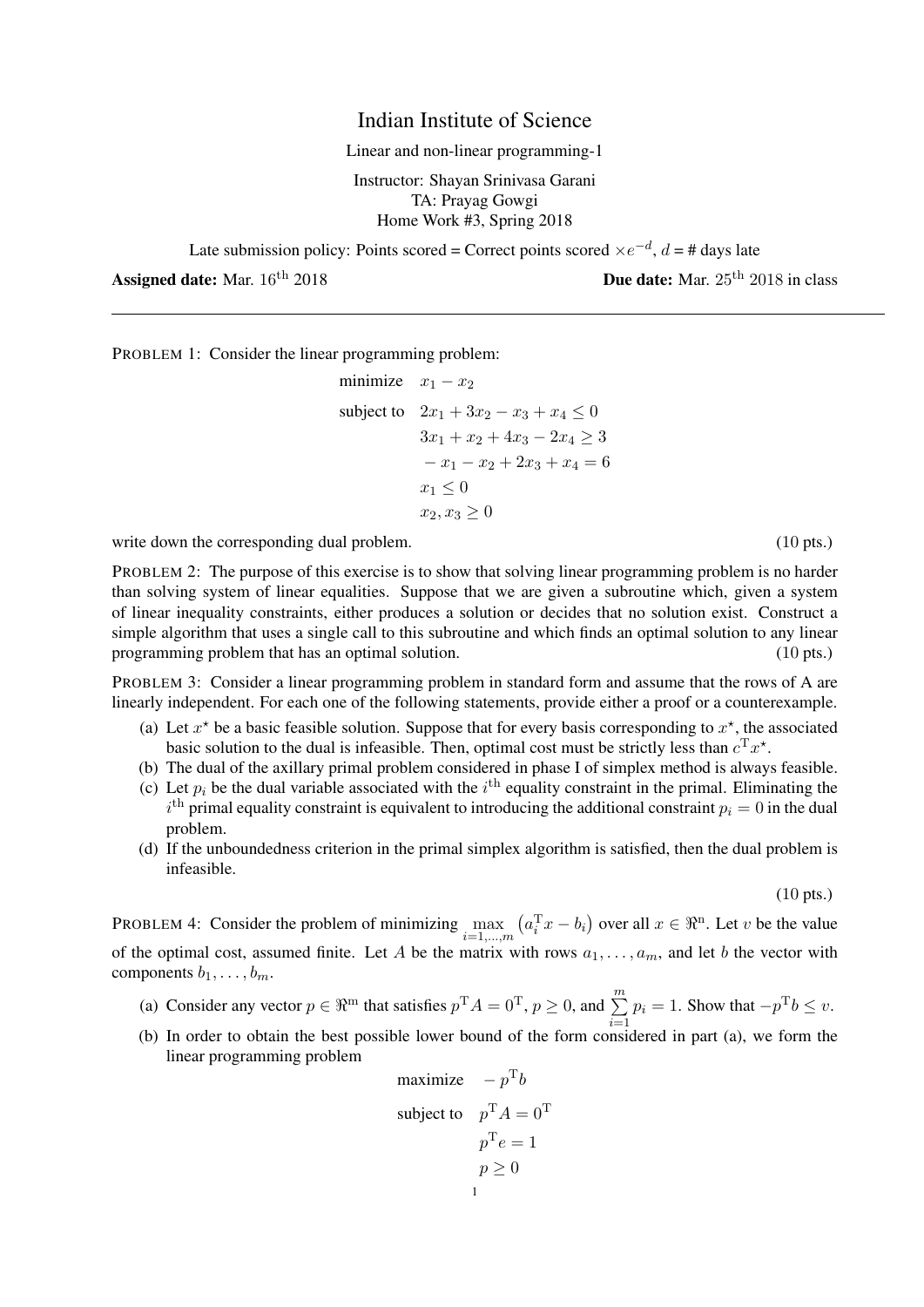# Indian Institute of Science

Linear and non-linear programming-1

Instructor: Shayan Srinivasa Garani
TA: Prayag Gowgi
Home Work #3, Spring 2018

Late submission policy: Points scored = Correct points scored $\times e^{-d}$, $d$ = # days late

**Assigned date:** Mar. 16$^{\text{th}}$ 2018 **Due date:** Mar. 25$^{\text{th}}$ 2018 in class

---

PROBLEM 1: Consider the linear programming problem:

$$
\begin{aligned}
\text{minimize} \quad & x_1 - x_2 \\
\text{subject to} \quad & 2x_1 + 3x_2 - x_3 + x_4 \leq 0 \\
& 3x_1 + x_2 + 4x_3 - 2x_4 \geq 3 \\
& -x_1 - x_2 + 2x_3 + x_4 = 6 \\
& x_1 \leq 0 \\
& x_2, x_3 \geq 0
\end{aligned}
$$

write down the corresponding dual problem. (10 pts.)

PROBLEM 2: The purpose of this exercise is to show that solving linear programming problem is no harder than solving system of linear equalities. Suppose that we are given a subroutine which, given a system of linear inequality constraints, either produces a solution or decides that no solution exist. Construct a simple algorithm that uses a single call to this subroutine and which finds an optimal solution to any linear programming problem that has an optimal solution. (10 pts.)

PROBLEM 3: Consider a linear programming problem in standard form and assume that the rows of A are linearly independent. For each one of the following statements, provide either a proof or a counterexample.

(a) Let $x^\star$ be a basic feasible solution. Suppose that for every basis corresponding to $x^\star$, the associated basic solution to the dual is infeasible. Then, optimal cost must be strictly less than $c^{\mathrm{T}}x^\star$.

(b) The dual of the axillary primal problem considered in phase I of simplex method is always feasible.

(c) Let $p_i$ be the dual variable associated with the $i^{\text{th}}$ equality constraint in the primal. Eliminating the $i^{\text{th}}$ primal equality constraint is equivalent to introducing the additional constraint $p_i = 0$ in the dual problem.

(d) If the unboundedness criterion in the primal simplex algorithm is satisfied, then the dual problem is infeasible.

(10 pts.)

PROBLEM 4: Consider the problem of minimizing $\max\limits_{i=1,\ldots,m} \left(a_i^{\mathrm{T}}x - b_i\right)$ over all $x \in \Re^{\mathrm{n}}$. Let $v$ be the value of the optimal cost, assumed finite. Let $A$ be the matrix with rows $a_1, \ldots, a_m$, and let $b$ the vector with components $b_1, \ldots, b_m$.

(a) Consider any vector $p \in \Re^{\mathrm{m}}$ that satisfies $p^{\mathrm{T}}A = 0^{\mathrm{T}}$, $p \geq 0$, and $\sum\limits_{i=1}^{m} p_i = 1$. Show that $-p^{\mathrm{T}}b \leq v$.

(b) In order to obtain the best possible lower bound of the form considered in part (a), we form the linear programming problem

$$
\begin{aligned}
\text{maximize} \quad & -p^{\mathrm{T}}b \\
\text{subject to} \quad & p^{\mathrm{T}}A = 0^{\mathrm{T}} \\
& p^{\mathrm{T}}e = 1 \\
& p \geq 0
\end{aligned}
$$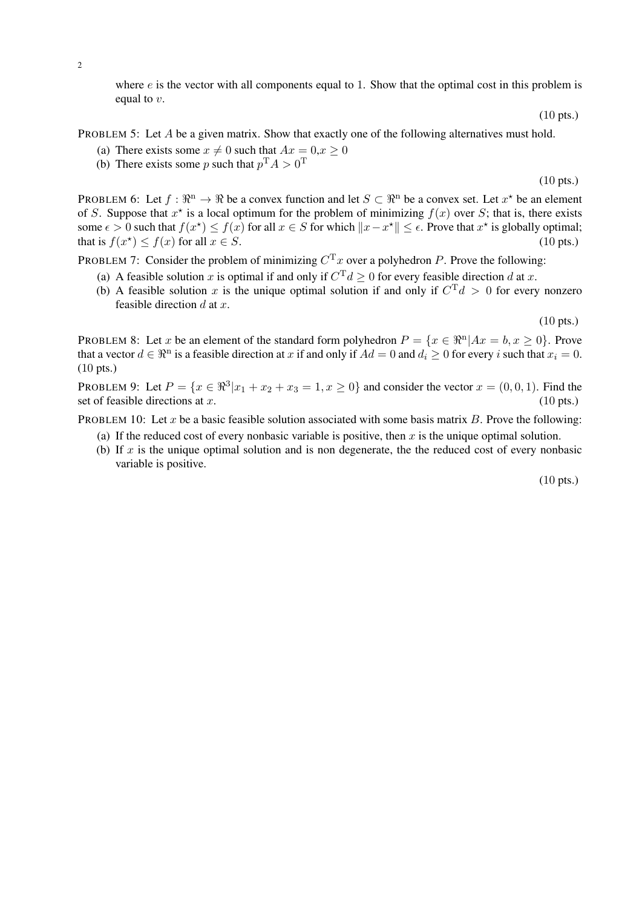where $e$ is the vector with all components equal to 1. Show that the optimal cost in this problem is equal to $v$.

(10 pts.)

PROBLEM 5: Let $A$ be a given matrix. Show that exactly one of the following alternatives must hold.

(a) There exists some $x \neq 0$ such that $Ax = 0, x \geq 0$
(b) There exists some $p$ such that $p^{\mathrm{T}} A > 0^{\mathrm{T}}$

(10 pts.)

PROBLEM 6: Let $f : \Re^{n} \rightarrow \Re$ be a convex function and let $S \subset \Re^{n}$ be a convex set. Let $x^{\star}$ be an element of $S$. Suppose that $x^{\star}$ is a local optimum for the problem of minimizing $f(x)$ over $S$; that is, there exists some $\epsilon > 0$ such that $f(x^{\star}) \leq f(x)$ for all $x \in S$ for which $\|x - x^{\star}\| \leq \epsilon$. Prove that $x^{\star}$ is globally optimal; that is $f(x^{\star}) \leq f(x)$ for all $x \in S$. (10 pts.)

PROBLEM 7: Consider the problem of minimizing $C^{\mathrm{T}} x$ over a polyhedron $P$. Prove the following:

(a) A feasible solution $x$ is optimal if and only if $C^{\mathrm{T}} d \geq 0$ for every feasible direction $d$ at $x$.
(b) A feasible solution $x$ is the unique optimal solution if and only if $C^{\mathrm{T}} d > 0$ for every nonzero feasible direction $d$ at $x$.

(10 pts.)

PROBLEM 8: Let $x$ be an element of the standard form polyhedron $P = \{x \in \Re^{n} | Ax = b, x \geq 0\}$. Prove that a vector $d \in \Re^{n}$ is a feasible direction at $x$ if and only if $Ad = 0$ and $d_i \geq 0$ for every $i$ such that $x_i = 0$. (10 pts.)

PROBLEM 9: Let $P = \{x \in \Re^{3} | x_1 + x_2 + x_3 = 1, x \geq 0\}$ and consider the vector $x = (0, 0, 1)$. Find the set of feasible directions at $x$. (10 pts.)

PROBLEM 10: Let $x$ be a basic feasible solution associated with some basis matrix $B$. Prove the following:

(a) If the reduced cost of every nonbasic variable is positive, then $x$ is the unique optimal solution.
(b) If $x$ is the unique optimal solution and is non degenerate, the the reduced cost of every nonbasic variable is positive.

(10 pts.)